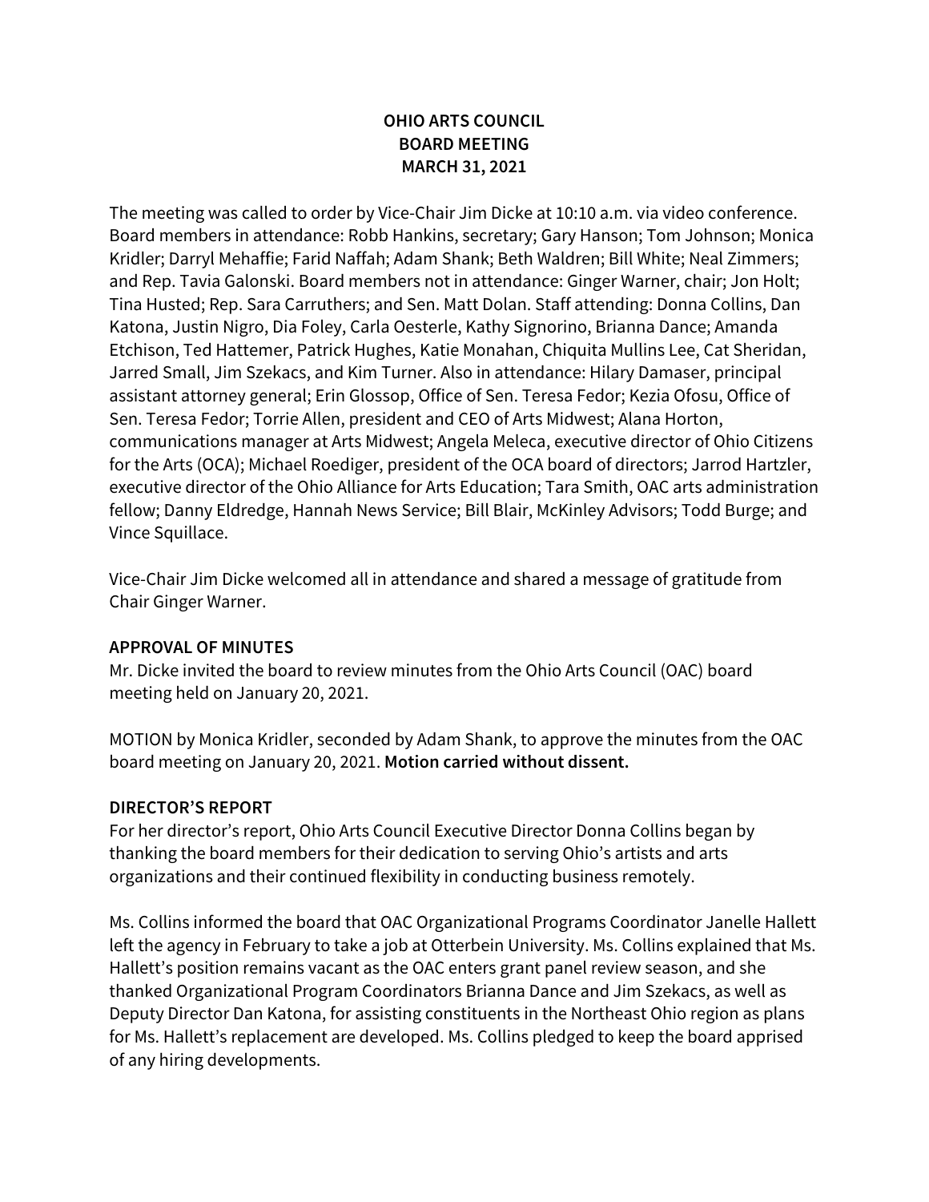# OHIO ARTS COUNCIL
# BOARD MEETING
# MARCH 31, 2021

The meeting was called to order by Vice-Chair Jim Dicke at 10:10 a.m. via video conference. Board members in attendance: Robb Hankins, secretary; Gary Hanson; Tom Johnson; Monica Kridler; Darryl Mehaffie; Farid Naffah; Adam Shank; Beth Waldren; Bill White; Neal Zimmers; and Rep. Tavia Galonski. Board members not in attendance: Ginger Warner, chair; Jon Holt; Tina Husted; Rep. Sara Carruthers; and Sen. Matt Dolan. Staff attending: Donna Collins, Dan Katona, Justin Nigro, Dia Foley, Carla Oesterle, Kathy Signorino, Brianna Dance; Amanda Etchison, Ted Hattemer, Patrick Hughes, Katie Monahan, Chiquita Mullins Lee, Cat Sheridan, Jarred Small, Jim Szekacs, and Kim Turner. Also in attendance: Hilary Damaser, principal assistant attorney general; Erin Glossop, Office of Sen. Teresa Fedor; Kezia Ofosu, Office of Sen. Teresa Fedor; Torrie Allen, president and CEO of Arts Midwest; Alana Horton, communications manager at Arts Midwest; Angela Meleca, executive director of Ohio Citizens for the Arts (OCA); Michael Roediger, president of the OCA board of directors; Jarrod Hartzler, executive director of the Ohio Alliance for Arts Education; Tara Smith, OAC arts administration fellow; Danny Eldredge, Hannah News Service; Bill Blair, McKinley Advisors; Todd Burge; and Vince Squillace.

Vice-Chair Jim Dicke welcomed all in attendance and shared a message of gratitude from Chair Ginger Warner.

## APPROVAL OF MINUTES

Mr. Dicke invited the board to review minutes from the Ohio Arts Council (OAC) board meeting held on January 20, 2021.

MOTION by Monica Kridler, seconded by Adam Shank, to approve the minutes from the OAC board meeting on January 20, 2021. **Motion carried without dissent.**

## DIRECTOR'S REPORT

For her director's report, Ohio Arts Council Executive Director Donna Collins began by thanking the board members for their dedication to serving Ohio's artists and arts organizations and their continued flexibility in conducting business remotely.

Ms. Collins informed the board that OAC Organizational Programs Coordinator Janelle Hallett left the agency in February to take a job at Otterbein University. Ms. Collins explained that Ms. Hallett's position remains vacant as the OAC enters grant panel review season, and she thanked Organizational Program Coordinators Brianna Dance and Jim Szekacs, as well as Deputy Director Dan Katona, for assisting constituents in the Northeast Ohio region as plans for Ms. Hallett's replacement are developed. Ms. Collins pledged to keep the board apprised of any hiring developments.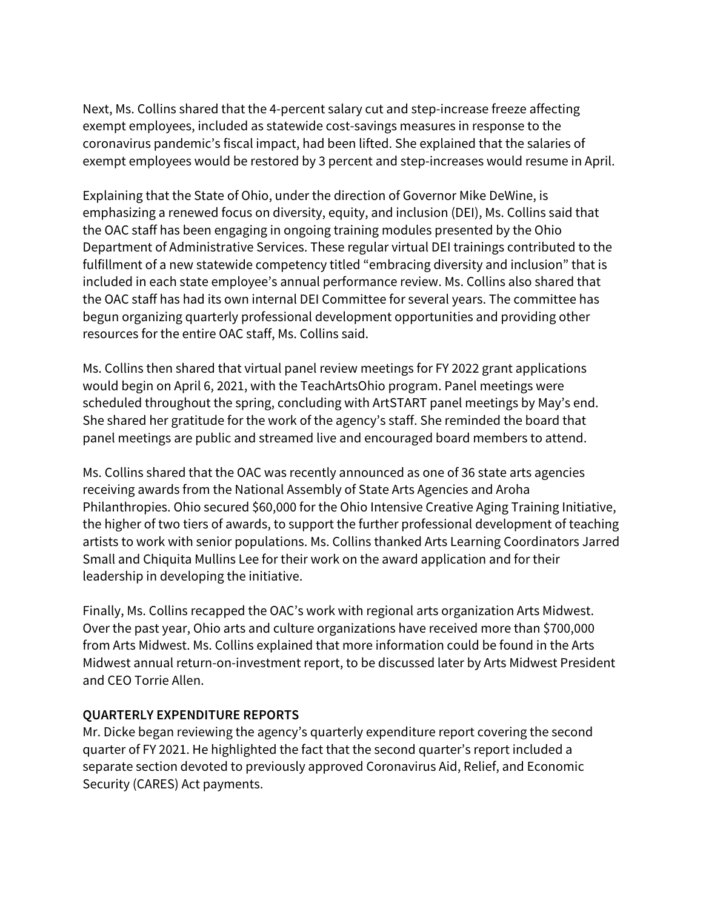Next, Ms. Collins shared that the 4-percent salary cut and step-increase freeze affecting exempt employees, included as statewide cost-savings measures in response to the coronavirus pandemic's fiscal impact, had been lifted. She explained that the salaries of exempt employees would be restored by 3 percent and step-increases would resume in April.

Explaining that the State of Ohio, under the direction of Governor Mike DeWine, is emphasizing a renewed focus on diversity, equity, and inclusion (DEI), Ms. Collins said that the OAC staff has been engaging in ongoing training modules presented by the Ohio Department of Administrative Services. These regular virtual DEI trainings contributed to the fulfillment of a new statewide competency titled "embracing diversity and inclusion" that is included in each state employee's annual performance review. Ms. Collins also shared that the OAC staff has had its own internal DEI Committee for several years. The committee has begun organizing quarterly professional development opportunities and providing other resources for the entire OAC staff, Ms. Collins said.

Ms. Collins then shared that virtual panel review meetings for FY 2022 grant applications would begin on April 6, 2021, with the TeachArtsOhio program. Panel meetings were scheduled throughout the spring, concluding with ArtSTART panel meetings by May's end. She shared her gratitude for the work of the agency's staff. She reminded the board that panel meetings are public and streamed live and encouraged board members to attend.

Ms. Collins shared that the OAC was recently announced as one of 36 state arts agencies receiving awards from the National Assembly of State Arts Agencies and Aroha Philanthropies. Ohio secured $60,000 for the Ohio Intensive Creative Aging Training Initiative, the higher of two tiers of awards, to support the further professional development of teaching artists to work with senior populations. Ms. Collins thanked Arts Learning Coordinators Jarred Small and Chiquita Mullins Lee for their work on the award application and for their leadership in developing the initiative.

Finally, Ms. Collins recapped the OAC's work with regional arts organization Arts Midwest. Over the past year, Ohio arts and culture organizations have received more than $700,000 from Arts Midwest. Ms. Collins explained that more information could be found in the Arts Midwest annual return-on-investment report, to be discussed later by Arts Midwest President and CEO Torrie Allen.

**QUARTERLY EXPENDITURE REPORTS**

Mr. Dicke began reviewing the agency's quarterly expenditure report covering the second quarter of FY 2021. He highlighted the fact that the second quarter's report included a separate section devoted to previously approved Coronavirus Aid, Relief, and Economic Security (CARES) Act payments.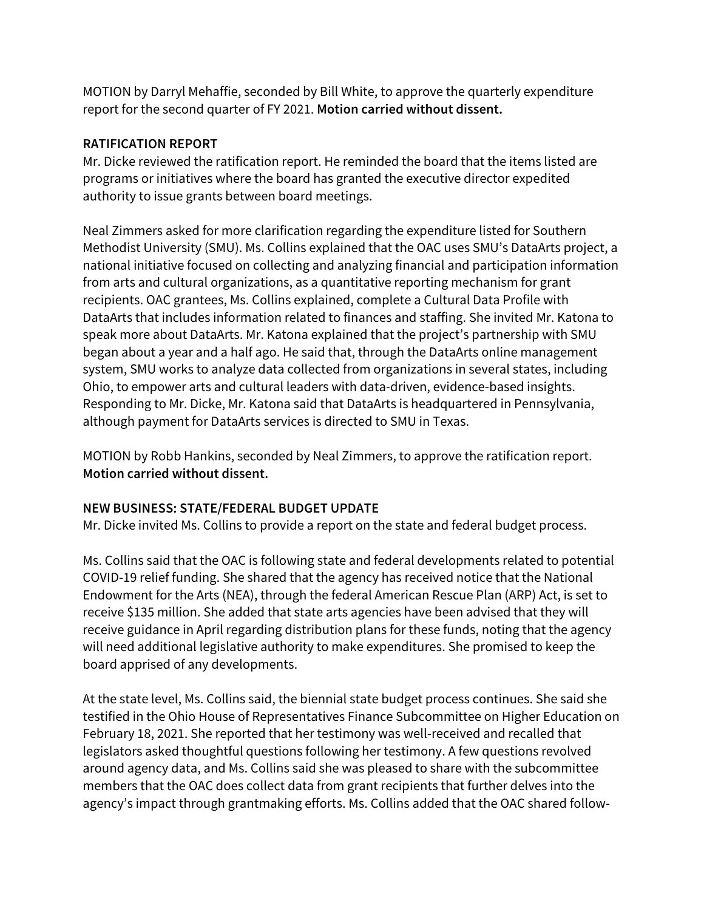MOTION by Darryl Mehaffie, seconded by Bill White, to approve the quarterly expenditure report for the second quarter of FY 2021. **Motion carried without dissent.**

**RATIFICATION REPORT**

Mr. Dicke reviewed the ratification report. He reminded the board that the items listed are programs or initiatives where the board has granted the executive director expedited authority to issue grants between board meetings.

Neal Zimmers asked for more clarification regarding the expenditure listed for Southern Methodist University (SMU). Ms. Collins explained that the OAC uses SMU's DataArts project, a national initiative focused on collecting and analyzing financial and participation information from arts and cultural organizations, as a quantitative reporting mechanism for grant recipients. OAC grantees, Ms. Collins explained, complete a Cultural Data Profile with DataArts that includes information related to finances and staffing. She invited Mr. Katona to speak more about DataArts. Mr. Katona explained that the project's partnership with SMU began about a year and a half ago. He said that, through the DataArts online management system, SMU works to analyze data collected from organizations in several states, including Ohio, to empower arts and cultural leaders with data-driven, evidence-based insights. Responding to Mr. Dicke, Mr. Katona said that DataArts is headquartered in Pennsylvania, although payment for DataArts services is directed to SMU in Texas.

MOTION by Robb Hankins, seconded by Neal Zimmers, to approve the ratification report. **Motion carried without dissent.**

**NEW BUSINESS: STATE/FEDERAL BUDGET UPDATE**

Mr. Dicke invited Ms. Collins to provide a report on the state and federal budget process.

Ms. Collins said that the OAC is following state and federal developments related to potential COVID-19 relief funding. She shared that the agency has received notice that the National Endowment for the Arts (NEA), through the federal American Rescue Plan (ARP) Act, is set to receive $135 million. She added that state arts agencies have been advised that they will receive guidance in April regarding distribution plans for these funds, noting that the agency will need additional legislative authority to make expenditures. She promised to keep the board apprised of any developments.

At the state level, Ms. Collins said, the biennial state budget process continues. She said she testified in the Ohio House of Representatives Finance Subcommittee on Higher Education on February 18, 2021. She reported that her testimony was well-received and recalled that legislators asked thoughtful questions following her testimony. A few questions revolved around agency data, and Ms. Collins said she was pleased to share with the subcommittee members that the OAC does collect data from grant recipients that further delves into the agency's impact through grantmaking efforts. Ms. Collins added that the OAC shared follow-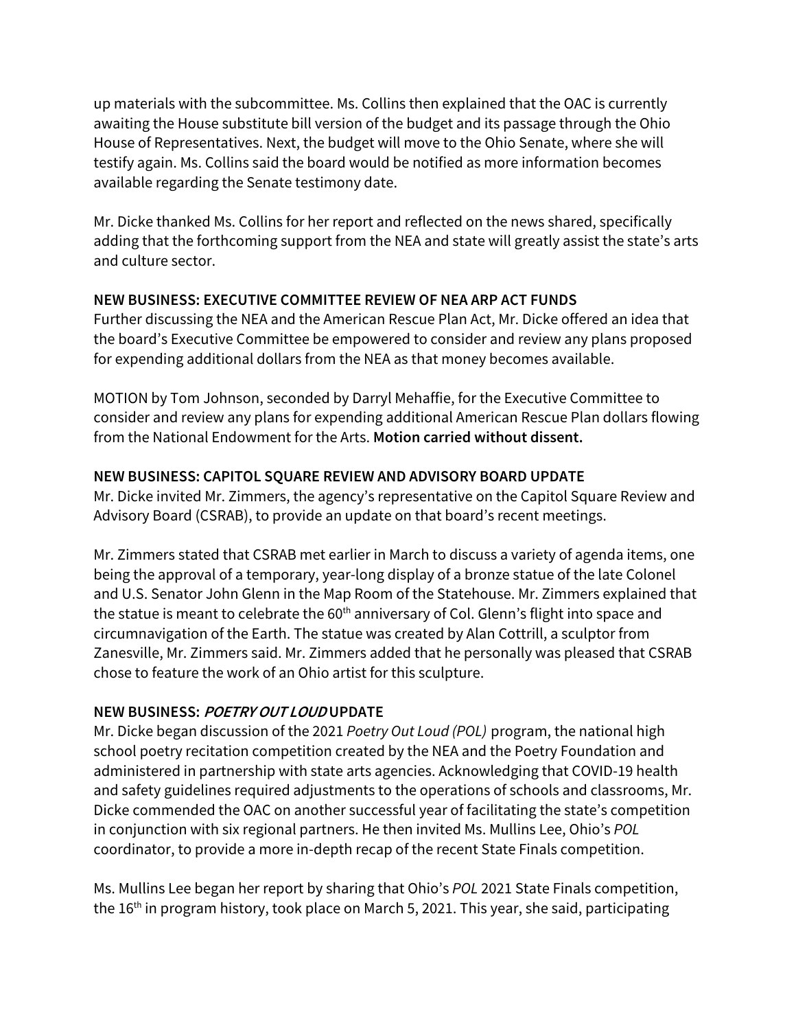up materials with the subcommittee. Ms. Collins then explained that the OAC is currently awaiting the House substitute bill version of the budget and its passage through the Ohio House of Representatives. Next, the budget will move to the Ohio Senate, where she will testify again. Ms. Collins said the board would be notified as more information becomes available regarding the Senate testimony date.

Mr. Dicke thanked Ms. Collins for her report and reflected on the news shared, specifically adding that the forthcoming support from the NEA and state will greatly assist the state's arts and culture sector.

**NEW BUSINESS: EXECUTIVE COMMITTEE REVIEW OF NEA ARP ACT FUNDS**
Further discussing the NEA and the American Rescue Plan Act, Mr. Dicke offered an idea that the board's Executive Committee be empowered to consider and review any plans proposed for expending additional dollars from the NEA as that money becomes available.

MOTION by Tom Johnson, seconded by Darryl Mehaffie, for the Executive Committee to consider and review any plans for expending additional American Rescue Plan dollars flowing from the National Endowment for the Arts. **Motion carried without dissent.**

**NEW BUSINESS: CAPITOL SQUARE REVIEW AND ADVISORY BOARD UPDATE**
Mr. Dicke invited Mr. Zimmers, the agency's representative on the Capitol Square Review and Advisory Board (CSRAB), to provide an update on that board's recent meetings.

Mr. Zimmers stated that CSRAB met earlier in March to discuss a variety of agenda items, one being the approval of a temporary, year-long display of a bronze statue of the late Colonel and U.S. Senator John Glenn in the Map Room of the Statehouse. Mr. Zimmers explained that the statue is meant to celebrate the 60th anniversary of Col. Glenn's flight into space and circumnavigation of the Earth. The statue was created by Alan Cottrill, a sculptor from Zanesville, Mr. Zimmers said. Mr. Zimmers added that he personally was pleased that CSRAB chose to feature the work of an Ohio artist for this sculpture.

**NEW BUSINESS: *POETRY OUT LOUD* UPDATE**
Mr. Dicke began discussion of the 2021 *Poetry Out Loud (POL)* program, the national high school poetry recitation competition created by the NEA and the Poetry Foundation and administered in partnership with state arts agencies. Acknowledging that COVID-19 health and safety guidelines required adjustments to the operations of schools and classrooms, Mr. Dicke commended the OAC on another successful year of facilitating the state's competition in conjunction with six regional partners. He then invited Ms. Mullins Lee, Ohio's *POL* coordinator, to provide a more in-depth recap of the recent State Finals competition.

Ms. Mullins Lee began her report by sharing that Ohio's *POL* 2021 State Finals competition, the 16th in program history, took place on March 5, 2021. This year, she said, participating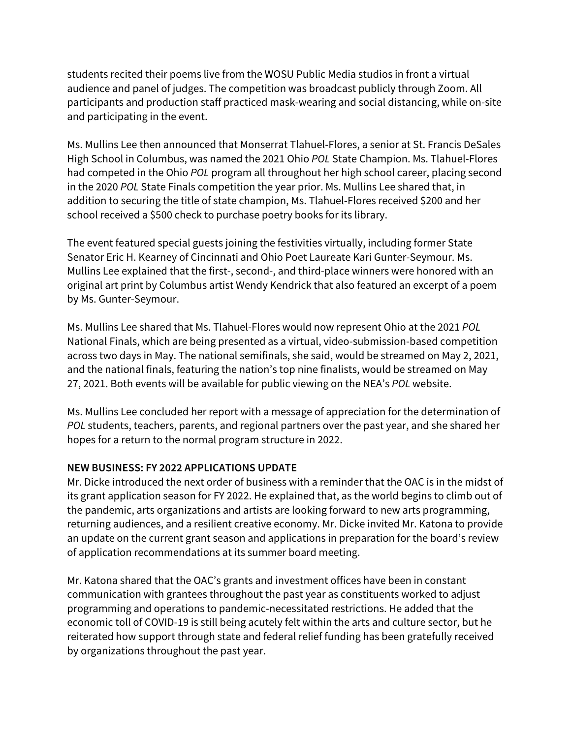students recited their poems live from the WOSU Public Media studios in front a virtual audience and panel of judges. The competition was broadcast publicly through Zoom. All participants and production staff practiced mask-wearing and social distancing, while on-site and participating in the event.

Ms. Mullins Lee then announced that Monserrat Tlahuel-Flores, a senior at St. Francis DeSales High School in Columbus, was named the 2021 Ohio *POL* State Champion. Ms. Tlahuel-Flores had competed in the Ohio *POL* program all throughout her high school career, placing second in the 2020 *POL* State Finals competition the year prior. Ms. Mullins Lee shared that, in addition to securing the title of state champion, Ms. Tlahuel-Flores received $200 and her school received a $500 check to purchase poetry books for its library.

The event featured special guests joining the festivities virtually, including former State Senator Eric H. Kearney of Cincinnati and Ohio Poet Laureate Kari Gunter-Seymour. Ms. Mullins Lee explained that the first-, second-, and third-place winners were honored with an original art print by Columbus artist Wendy Kendrick that also featured an excerpt of a poem by Ms. Gunter-Seymour.

Ms. Mullins Lee shared that Ms. Tlahuel-Flores would now represent Ohio at the 2021 *POL* National Finals, which are being presented as a virtual, video-submission-based competition across two days in May. The national semifinals, she said, would be streamed on May 2, 2021, and the national finals, featuring the nation's top nine finalists, would be streamed on May 27, 2021. Both events will be available for public viewing on the NEA's *POL* website.

Ms. Mullins Lee concluded her report with a message of appreciation for the determination of *POL* students, teachers, parents, and regional partners over the past year, and she shared her hopes for a return to the normal program structure in 2022.

**NEW BUSINESS: FY 2022 APPLICATIONS UPDATE**

Mr. Dicke introduced the next order of business with a reminder that the OAC is in the midst of its grant application season for FY 2022. He explained that, as the world begins to climb out of the pandemic, arts organizations and artists are looking forward to new arts programming, returning audiences, and a resilient creative economy. Mr. Dicke invited Mr. Katona to provide an update on the current grant season and applications in preparation for the board's review of application recommendations at its summer board meeting.

Mr. Katona shared that the OAC's grants and investment offices have been in constant communication with grantees throughout the past year as constituents worked to adjust programming and operations to pandemic-necessitated restrictions. He added that the economic toll of COVID-19 is still being acutely felt within the arts and culture sector, but he reiterated how support through state and federal relief funding has been gratefully received by organizations throughout the past year.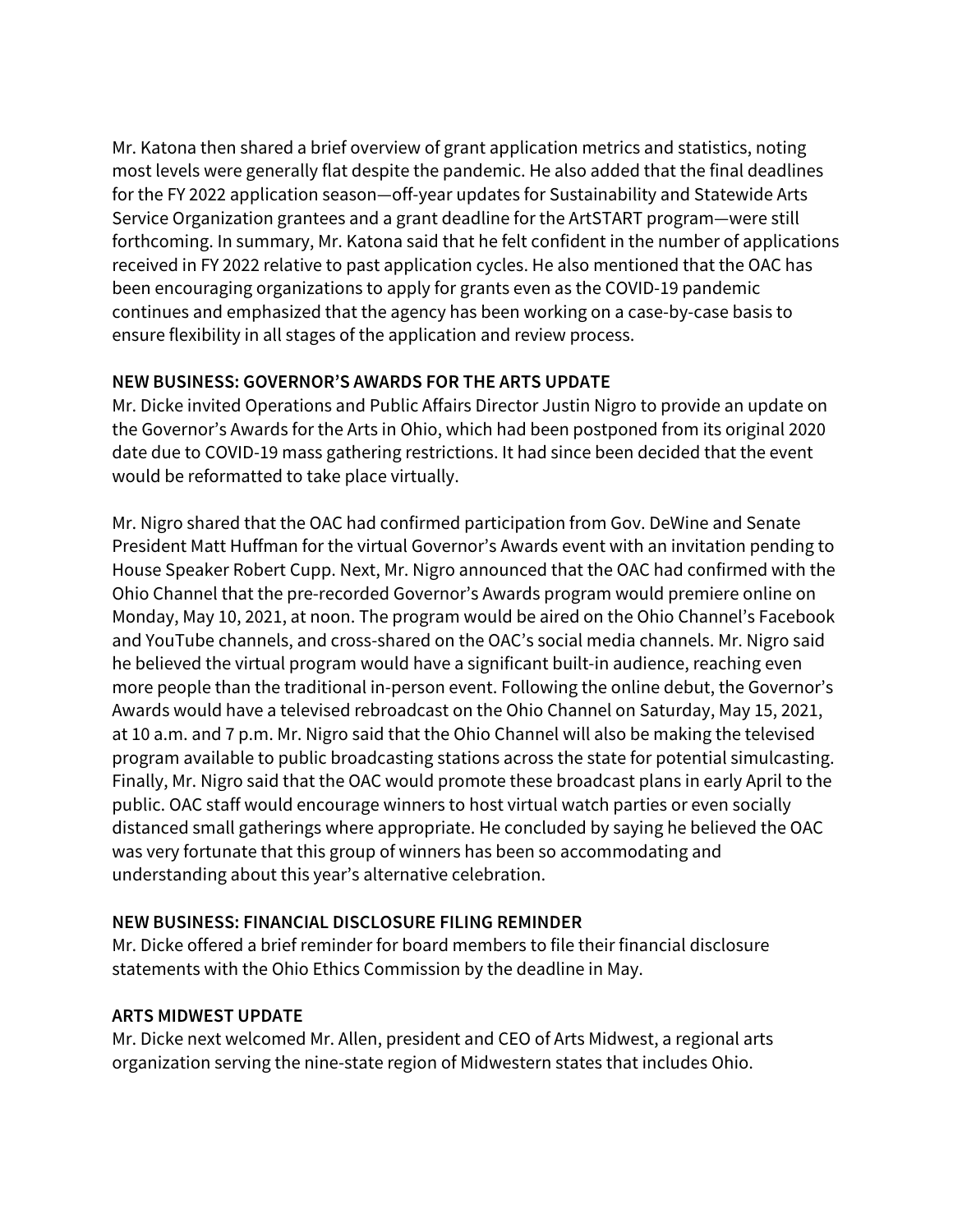Mr. Katona then shared a brief overview of grant application metrics and statistics, noting most levels were generally flat despite the pandemic. He also added that the final deadlines for the FY 2022 application season—off-year updates for Sustainability and Statewide Arts Service Organization grantees and a grant deadline for the ArtSTART program—were still forthcoming. In summary, Mr. Katona said that he felt confident in the number of applications received in FY 2022 relative to past application cycles. He also mentioned that the OAC has been encouraging organizations to apply for grants even as the COVID-19 pandemic continues and emphasized that the agency has been working on a case-by-case basis to ensure flexibility in all stages of the application and review process.

**NEW BUSINESS: GOVERNOR'S AWARDS FOR THE ARTS UPDATE**

Mr. Dicke invited Operations and Public Affairs Director Justin Nigro to provide an update on the Governor's Awards for the Arts in Ohio, which had been postponed from its original 2020 date due to COVID-19 mass gathering restrictions. It had since been decided that the event would be reformatted to take place virtually.

Mr. Nigro shared that the OAC had confirmed participation from Gov. DeWine and Senate President Matt Huffman for the virtual Governor's Awards event with an invitation pending to House Speaker Robert Cupp. Next, Mr. Nigro announced that the OAC had confirmed with the Ohio Channel that the pre-recorded Governor's Awards program would premiere online on Monday, May 10, 2021, at noon. The program would be aired on the Ohio Channel's Facebook and YouTube channels, and cross-shared on the OAC's social media channels. Mr. Nigro said he believed the virtual program would have a significant built-in audience, reaching even more people than the traditional in-person event. Following the online debut, the Governor's Awards would have a televised rebroadcast on the Ohio Channel on Saturday, May 15, 2021, at 10 a.m. and 7 p.m. Mr. Nigro said that the Ohio Channel will also be making the televised program available to public broadcasting stations across the state for potential simulcasting. Finally, Mr. Nigro said that the OAC would promote these broadcast plans in early April to the public. OAC staff would encourage winners to host virtual watch parties or even socially distanced small gatherings where appropriate. He concluded by saying he believed the OAC was very fortunate that this group of winners has been so accommodating and understanding about this year's alternative celebration.

**NEW BUSINESS: FINANCIAL DISCLOSURE FILING REMINDER**

Mr. Dicke offered a brief reminder for board members to file their financial disclosure statements with the Ohio Ethics Commission by the deadline in May.

**ARTS MIDWEST UPDATE**

Mr. Dicke next welcomed Mr. Allen, president and CEO of Arts Midwest, a regional arts organization serving the nine-state region of Midwestern states that includes Ohio.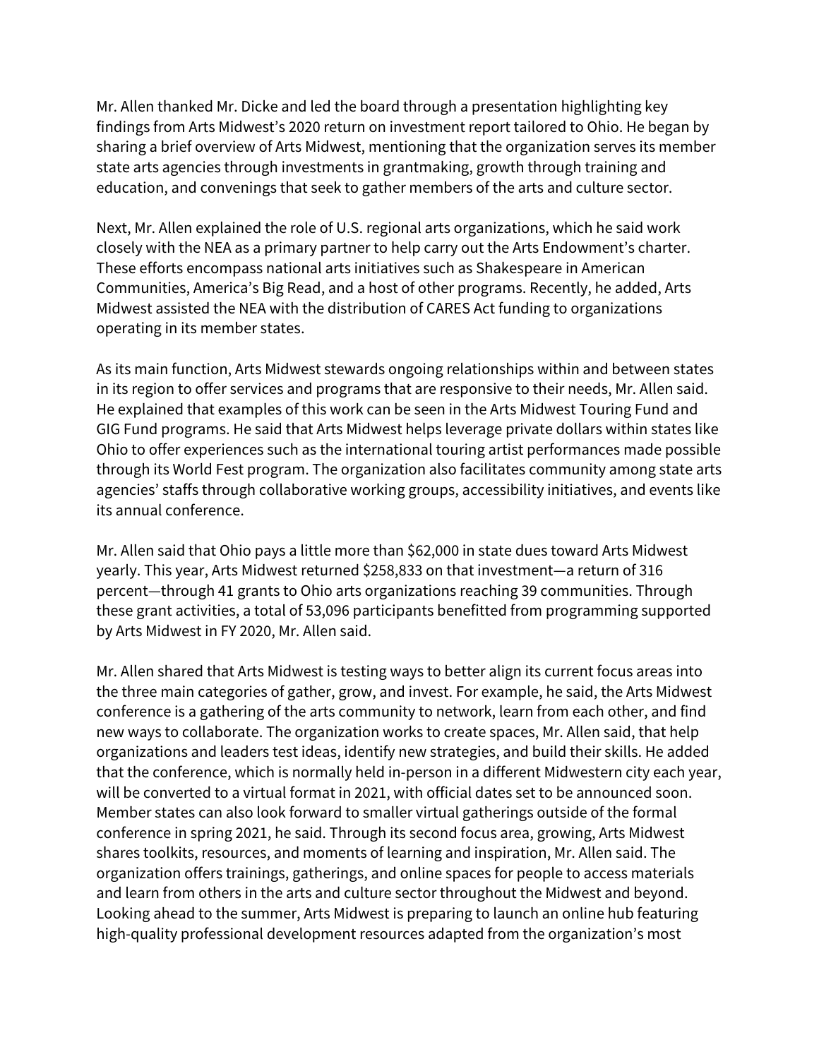Mr. Allen thanked Mr. Dicke and led the board through a presentation highlighting key findings from Arts Midwest's 2020 return on investment report tailored to Ohio. He began by sharing a brief overview of Arts Midwest, mentioning that the organization serves its member state arts agencies through investments in grantmaking, growth through training and education, and convenings that seek to gather members of the arts and culture sector.

Next, Mr. Allen explained the role of U.S. regional arts organizations, which he said work closely with the NEA as a primary partner to help carry out the Arts Endowment's charter. These efforts encompass national arts initiatives such as Shakespeare in American Communities, America's Big Read, and a host of other programs. Recently, he added, Arts Midwest assisted the NEA with the distribution of CARES Act funding to organizations operating in its member states.

As its main function, Arts Midwest stewards ongoing relationships within and between states in its region to offer services and programs that are responsive to their needs, Mr. Allen said. He explained that examples of this work can be seen in the Arts Midwest Touring Fund and GIG Fund programs. He said that Arts Midwest helps leverage private dollars within states like Ohio to offer experiences such as the international touring artist performances made possible through its World Fest program. The organization also facilitates community among state arts agencies' staffs through collaborative working groups, accessibility initiatives, and events like its annual conference.

Mr. Allen said that Ohio pays a little more than $62,000 in state dues toward Arts Midwest yearly. This year, Arts Midwest returned $258,833 on that investment—a return of 316 percent—through 41 grants to Ohio arts organizations reaching 39 communities. Through these grant activities, a total of 53,096 participants benefitted from programming supported by Arts Midwest in FY 2020, Mr. Allen said.

Mr. Allen shared that Arts Midwest is testing ways to better align its current focus areas into the three main categories of gather, grow, and invest. For example, he said, the Arts Midwest conference is a gathering of the arts community to network, learn from each other, and find new ways to collaborate. The organization works to create spaces, Mr. Allen said, that help organizations and leaders test ideas, identify new strategies, and build their skills. He added that the conference, which is normally held in-person in a different Midwestern city each year, will be converted to a virtual format in 2021, with official dates set to be announced soon. Member states can also look forward to smaller virtual gatherings outside of the formal conference in spring 2021, he said. Through its second focus area, growing, Arts Midwest shares toolkits, resources, and moments of learning and inspiration, Mr. Allen said. The organization offers trainings, gatherings, and online spaces for people to access materials and learn from others in the arts and culture sector throughout the Midwest and beyond. Looking ahead to the summer, Arts Midwest is preparing to launch an online hub featuring high-quality professional development resources adapted from the organization's most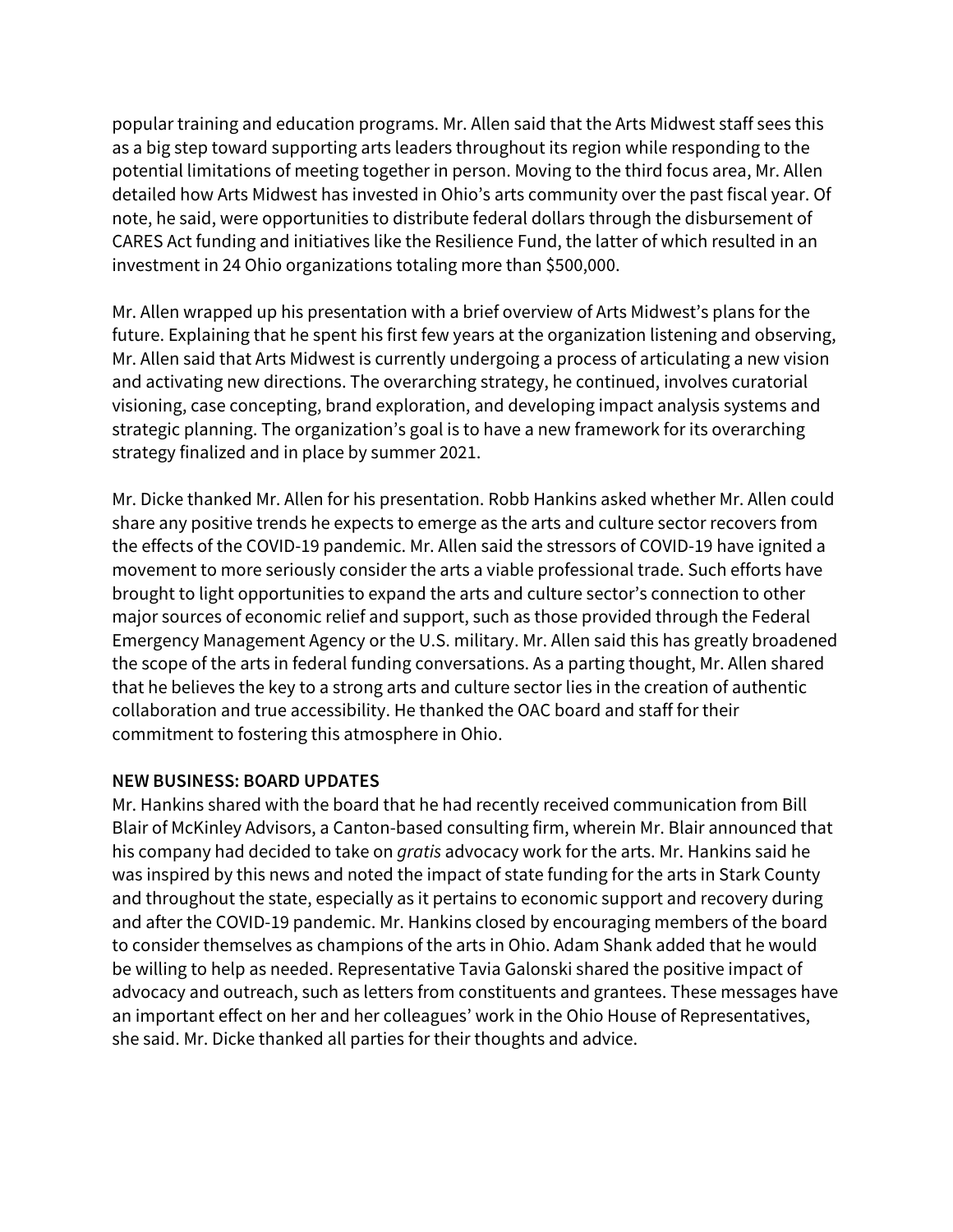popular training and education programs. Mr. Allen said that the Arts Midwest staff sees this as a big step toward supporting arts leaders throughout its region while responding to the potential limitations of meeting together in person. Moving to the third focus area, Mr. Allen detailed how Arts Midwest has invested in Ohio's arts community over the past fiscal year. Of note, he said, were opportunities to distribute federal dollars through the disbursement of CARES Act funding and initiatives like the Resilience Fund, the latter of which resulted in an investment in 24 Ohio organizations totaling more than $500,000.

Mr. Allen wrapped up his presentation with a brief overview of Arts Midwest's plans for the future. Explaining that he spent his first few years at the organization listening and observing, Mr. Allen said that Arts Midwest is currently undergoing a process of articulating a new vision and activating new directions. The overarching strategy, he continued, involves curatorial visioning, case concepting, brand exploration, and developing impact analysis systems and strategic planning. The organization's goal is to have a new framework for its overarching strategy finalized and in place by summer 2021.

Mr. Dicke thanked Mr. Allen for his presentation. Robb Hankins asked whether Mr. Allen could share any positive trends he expects to emerge as the arts and culture sector recovers from the effects of the COVID-19 pandemic. Mr. Allen said the stressors of COVID-19 have ignited a movement to more seriously consider the arts a viable professional trade. Such efforts have brought to light opportunities to expand the arts and culture sector's connection to other major sources of economic relief and support, such as those provided through the Federal Emergency Management Agency or the U.S. military. Mr. Allen said this has greatly broadened the scope of the arts in federal funding conversations. As a parting thought, Mr. Allen shared that he believes the key to a strong arts and culture sector lies in the creation of authentic collaboration and true accessibility. He thanked the OAC board and staff for their commitment to fostering this atmosphere in Ohio.

**NEW BUSINESS: BOARD UPDATES**

Mr. Hankins shared with the board that he had recently received communication from Bill Blair of McKinley Advisors, a Canton-based consulting firm, wherein Mr. Blair announced that his company had decided to take on *gratis* advocacy work for the arts. Mr. Hankins said he was inspired by this news and noted the impact of state funding for the arts in Stark County and throughout the state, especially as it pertains to economic support and recovery during and after the COVID-19 pandemic. Mr. Hankins closed by encouraging members of the board to consider themselves as champions of the arts in Ohio. Adam Shank added that he would be willing to help as needed. Representative Tavia Galonski shared the positive impact of advocacy and outreach, such as letters from constituents and grantees. These messages have an important effect on her and her colleagues' work in the Ohio House of Representatives, she said. Mr. Dicke thanked all parties for their thoughts and advice.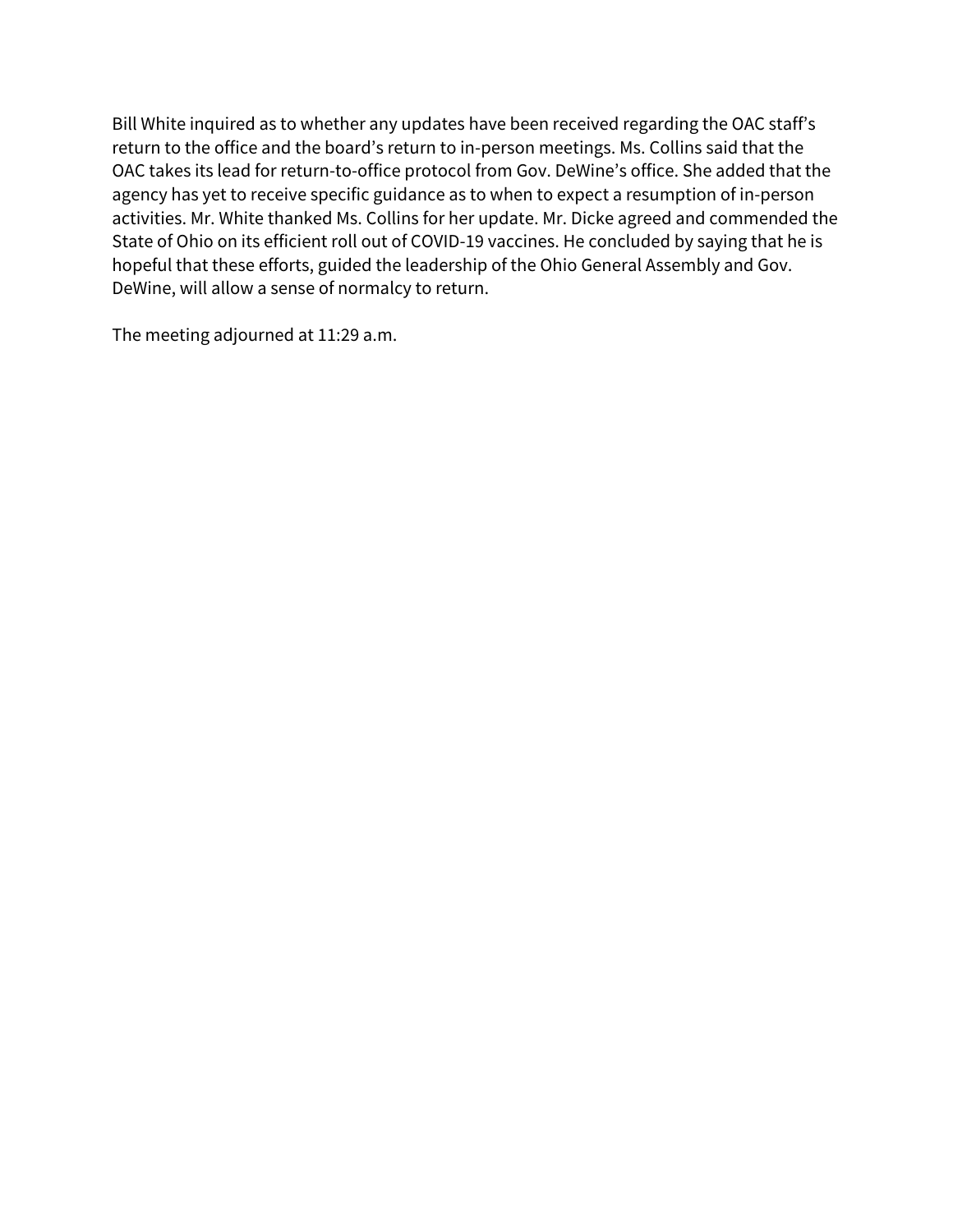Bill White inquired as to whether any updates have been received regarding the OAC staff's return to the office and the board's return to in-person meetings. Ms. Collins said that the OAC takes its lead for return-to-office protocol from Gov. DeWine's office. She added that the agency has yet to receive specific guidance as to when to expect a resumption of in-person activities. Mr. White thanked Ms. Collins for her update. Mr. Dicke agreed and commended the State of Ohio on its efficient roll out of COVID-19 vaccines. He concluded by saying that he is hopeful that these efforts, guided the leadership of the Ohio General Assembly and Gov. DeWine, will allow a sense of normalcy to return.

The meeting adjourned at 11:29 a.m.